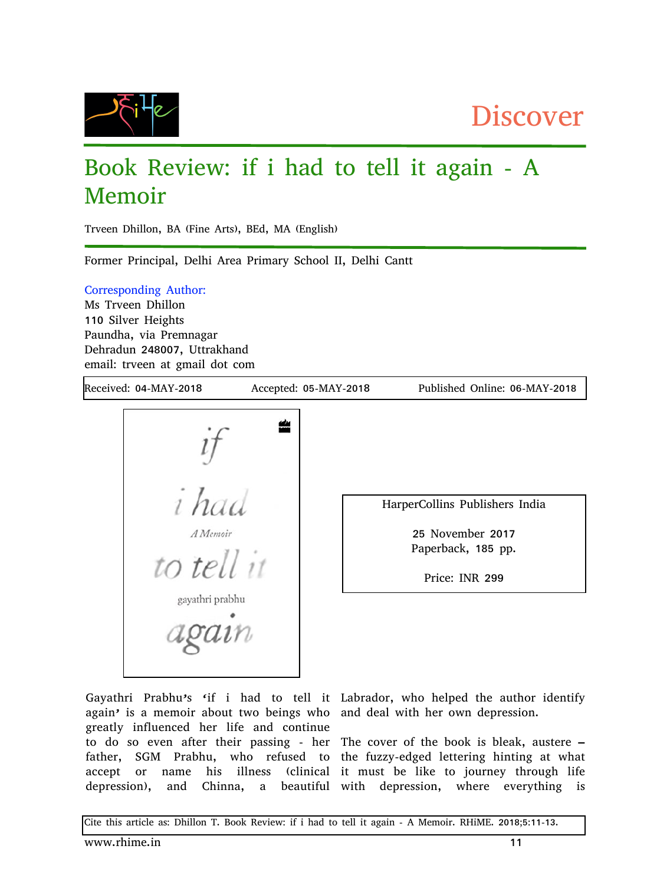Discover

# Book Review: if i had to tell it again - A Memoir

Trveen Dhillon, BA (Fine Arts), BEd, MA (English)

Former Principal, Delhi Area Primary School II, Delhi Cantt

Corresponding Author:
Ms Trveen Dhillon
110 Silver Heights
Paundha, via Premnagar
Dehradun 248007, Uttrakhand
email: trveen at gmail dot com

Received: 04-MAY-2018 Accepted: 05-MAY-2018 Published Online: 06-MAY-2018

HarperCollins Publishers India

25 November 2017
Paperback, 185 pp.

Price: INR 299

Gayathri Prabhu's 'if i had to tell it again' is a memoir about two beings who greatly influenced her life and continue to do so even after their passing - her father, SGM Prabhu, who refused to accept or name his illness (clinical depression), and Chinna, a beautiful Labrador, who helped the author identify and deal with her own depression.

The cover of the book is bleak, austere – the fuzzy-edged lettering hinting at what it must be like to journey through life with depression, where everything is

Cite this article as: Dhillon T. Book Review: if i had to tell it again - A Memoir. RHiME. 2018;5:11-13.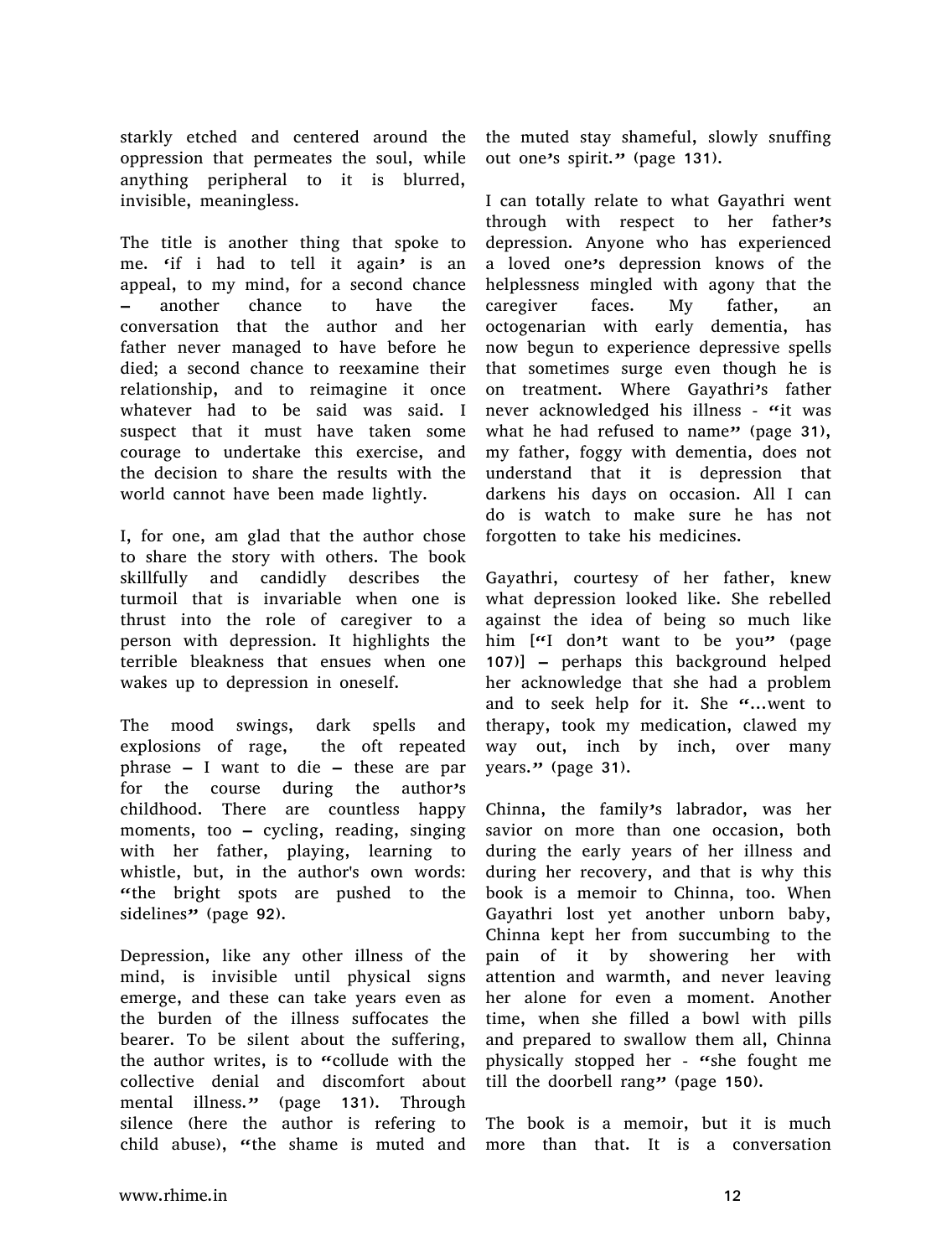starkly etched and centered around the oppression that permeates the soul, while anything peripheral to it is blurred, invisible, meaningless.

The title is another thing that spoke to me. 'if i had to tell it again' is an appeal, to my mind, for a second chance – another chance to have the conversation that the author and her father never managed to have before he died; a second chance to reexamine their relationship, and to reimagine it once whatever had to be said was said. I suspect that it must have taken some courage to undertake this exercise, and the decision to share the results with the world cannot have been made lightly.

I, for one, am glad that the author chose to share the story with others. The book skillfully and candidly describes the turmoil that is invariable when one is thrust into the role of caregiver to a person with depression. It highlights the terrible bleakness that ensues when one wakes up to depression in oneself.

The mood swings, dark spells and explosions of rage, the oft repeated phrase – I want to die – these are par for the course during the author's childhood. There are countless happy moments, too – cycling, reading, singing with her father, playing, learning to whistle, but, in the author's own words: "the bright spots are pushed to the sidelines" (page 92).

Depression, like any other illness of the mind, is invisible until physical signs emerge, and these can take years even as the burden of the illness suffocates the bearer. To be silent about the suffering, the author writes, is to "collude with the collective denial and discomfort about mental illness." (page 131). Through silence (here the author is refering to child abuse), "the shame is muted and the muted stay shameful, slowly snuffing out one's spirit." (page 131).

I can totally relate to what Gayathri went through with respect to her father's depression. Anyone who has experienced a loved one's depression knows of the helplessness mingled with agony that the caregiver faces. My father, an octogenarian with early dementia, has now begun to experience depressive spells that sometimes surge even though he is on treatment. Where Gayathri's father never acknowledged his illness - "it was what he had refused to name" (page 31), my father, foggy with dementia, does not understand that it is depression that darkens his days on occasion. All I can do is watch to make sure he has not forgotten to take his medicines.

Gayathri, courtesy of her father, knew what depression looked like. She rebelled against the idea of being so much like him ["I don't want to be you" (page 107)] – perhaps this background helped her acknowledge that she had a problem and to seek help for it. She "...went to therapy, took my medication, clawed my way out, inch by inch, over many years." (page 31).

Chinna, the family's labrador, was her savior on more than one occasion, both during the early years of her illness and during her recovery, and that is why this book is a memoir to Chinna, too. When Gayathri lost yet another unborn baby, Chinna kept her from succumbing to the pain of it by showering her with attention and warmth, and never leaving her alone for even a moment. Another time, when she filled a bowl with pills and prepared to swallow them all, Chinna physically stopped her - "she fought me till the doorbell rang" (page 150).

The book is a memoir, but it is much more than that. It is a conversation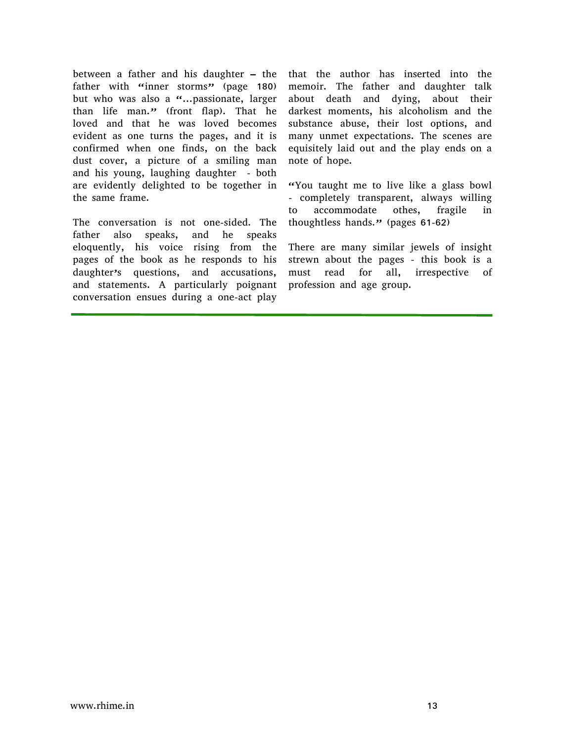between a father and his daughter – the father with "inner storms" (page 180) but who was also a "…passionate, larger than life man." (front flap). That he loved and that he was loved becomes evident as one turns the pages, and it is confirmed when one finds, on the back dust cover, a picture of a smiling man and his young, laughing daughter - both are evidently delighted to be together in the same frame.

The conversation is not one-sided. The father also speaks, and he speaks eloquently, his voice rising from the pages of the book as he responds to his daughter's questions, and accusations, and statements. A particularly poignant conversation ensues during a one-act play that the author has inserted into the memoir. The father and daughter talk about death and dying, about their darkest moments, his alcoholism and the substance abuse, their lost options, and many unmet expectations. The scenes are equisitely laid out and the play ends on a note of hope.

"You taught me to live like a glass bowl - completely transparent, always willing to accommodate othes, fragile in thoughtless hands." (pages 61-62)

There are many similar jewels of insight strewn about the pages - this book is a must read for all, irrespective of profession and age group.